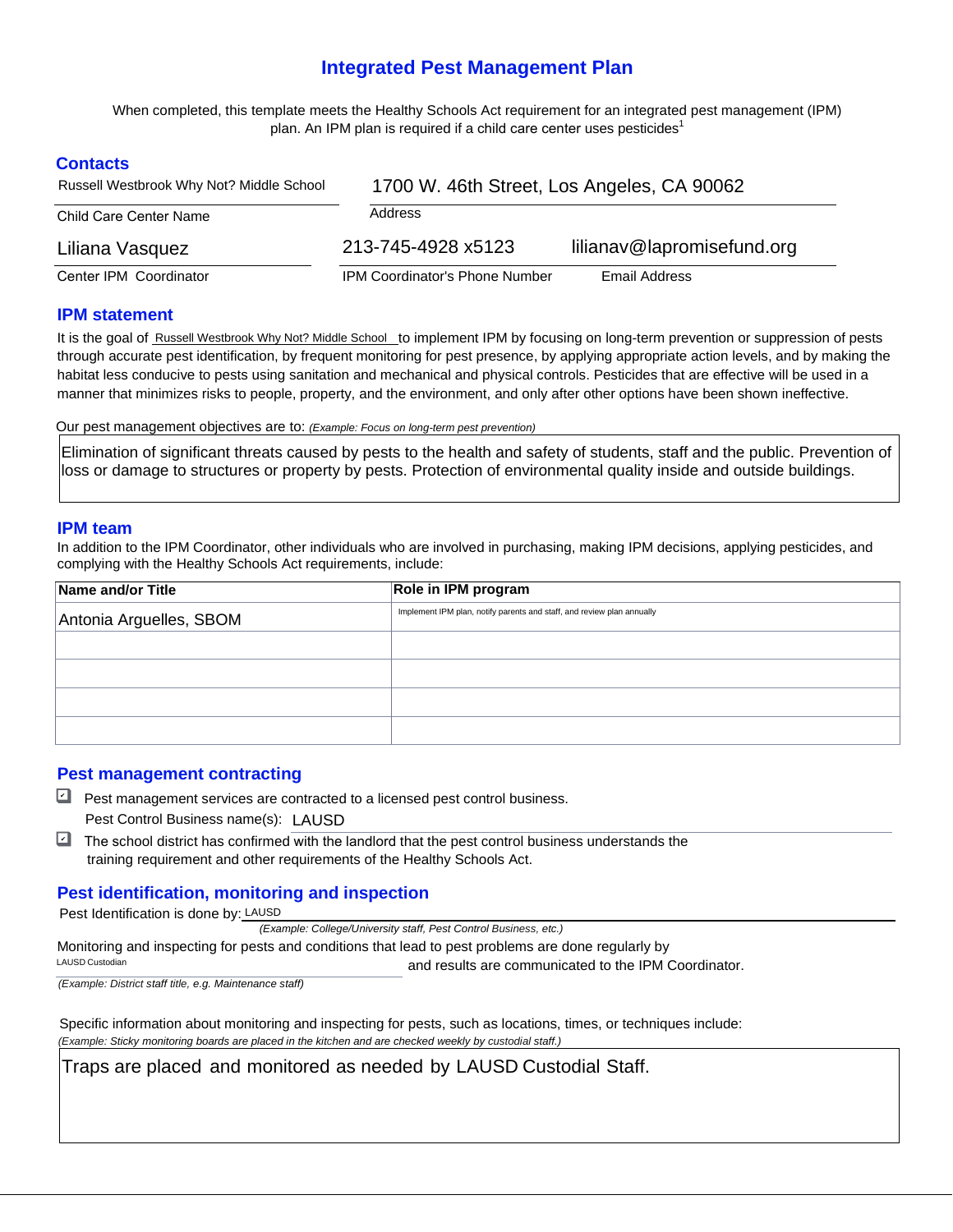# Integrated Pest Management Plan

When completed, this template meets the Healthy Schools Act requirement for an integrated pest management (IPM) plan. An IPM plan is required if a child care center uses pesticides[1]

## Contacts

Russell Westbrook Why Not? Middle School
Child Care Center Name

1700 W. 46th Street, Los Angeles, CA 90062
Address

Liliana Vasquez
Center IPM Coordinator

213-745-4928 x5123
IPM Coordinator's Phone Number

lilianav@lapromisefund.org
Email Address

## IPM statement

It is the goal of Russell Westbrook Why Not? Middle School to implement IPM by focusing on long-term prevention or suppression of pests through accurate pest identification, by frequent monitoring for pest presence, by applying appropriate action levels, and by making the habitat less conducive to pests using sanitation and mechanical and physical controls. Pesticides that are effective will be used in a manner that minimizes risks to people, property, and the environment, and only after other options have been shown ineffective.

Our pest management objectives are to: *(Example: Focus on long-term pest prevention)*

Elimination of significant threats caused by pests to the health and safety of students, staff and the public. Prevention of loss or damage to structures or property by pests. Protection of environmental quality inside and outside buildings.

## IPM team

In addition to the IPM Coordinator, other individuals who are involved in purchasing, making IPM decisions, applying pesticides, and complying with the Healthy Schools Act requirements, include:

| Name and/or Title | Role in IPM program |
|---|---|
| Antonia Arguelles, SBOM | Implement IPM plan, notify parents and staff, and review plan annually |
| | |
| | |
| | |
| | |

## Pest management contracting

☑ Pest management services are contracted to a licensed pest control business.

Pest Control Business name(s): LAUSD

☑ The school district has confirmed with the landlord that the pest control business understands the training requirement and other requirements of the Healthy Schools Act.

## Pest identification, monitoring and inspection

Pest Identification is done by: LAUSD
*(Example: College/University staff, Pest Control Business, etc.)*

Monitoring and inspecting for pests and conditions that lead to pest problems are done regularly by LAUSD Custodian and results are communicated to the IPM Coordinator.
*(Example: District staff title, e.g. Maintenance staff)*

Specific information about monitoring and inspecting for pests, such as locations, times, or techniques include:
*(Example: Sticky monitoring boards are placed in the kitchen and are checked weekly by custodial staff.)*

Traps are placed and monitored as needed by LAUSD Custodial Staff.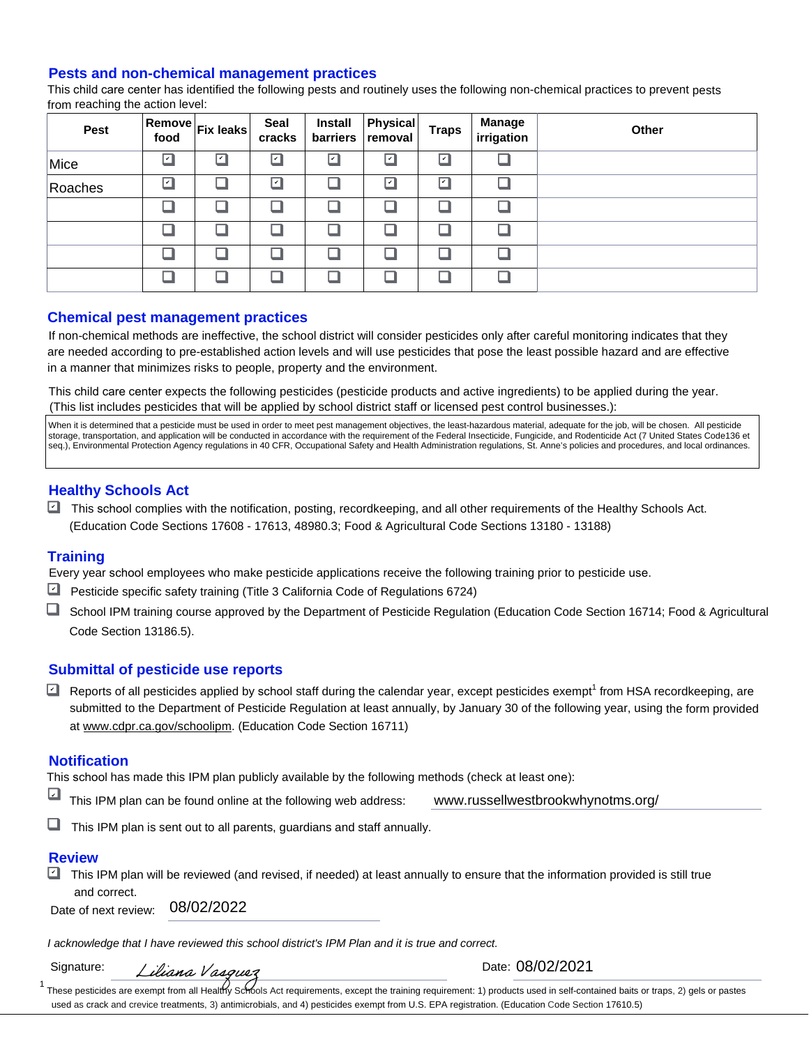## Pests and non-chemical management practices

This child care center has identified the following pests and routinely uses the following non-chemical practices to prevent pests from reaching the action level:

| Pest | Remove food | Fix leaks | Seal cracks | Install barriers | Physical removal | Traps | Manage irrigation | Other |
|---|---|---|---|---|---|---|---|---|
| Mice | ☑ | ☑ | ☑ | ☑ | ☑ | ☑ | ☐ | |
| Roaches | ☑ | ☐ | ☑ | ☐ | ☑ | ☑ | ☐ | |
| | ☐ | ☐ | ☐ | ☐ | ☐ | ☐ | ☐ | |
| | ☐ | ☐ | ☐ | ☐ | ☐ | ☐ | ☐ | |
| | ☐ | ☐ | ☐ | ☐ | ☐ | ☐ | ☐ | |
| | ☐ | ☐ | ☐ | ☐ | ☐ | ☐ | ☐ | |

## Chemical pest management practices

If non-chemical methods are ineffective, the school district will consider pesticides only after careful monitoring indicates that they are needed according to pre-established action levels and will use pesticides that pose the least possible hazard and are effective in a manner that minimizes risks to people, property and the environment.

This child care center expects the following pesticides (pesticide products and active ingredients) to be applied during the year. (This list includes pesticides that will be applied by school district staff or licensed pest control businesses.):

When it is determined that a pesticide must be used in order to meet pest management objectives, the least-hazardous material, adequate for the job, will be chosen. All pesticide storage, transportation, and application will be conducted in accordance with the requirement of the Federal Insecticide, Fungicide, and Rodenticide Act (7 United States Code136 et seq.), Environmental Protection Agency regulations in 40 CFR, Occupational Safety and Health Administration regulations, St. Anne's policies and procedures, and local ordinances.

## Healthy Schools Act

☑ This school complies with the notification, posting, recordkeeping, and all other requirements of the Healthy Schools Act. (Education Code Sections 17608 - 17613, 48980.3; Food & Agricultural Code Sections 13180 - 13188)

## Training

Every year school employees who make pesticide applications receive the following training prior to pesticide use.

☑ Pesticide specific safety training (Title 3 California Code of Regulations 6724)

☐ School IPM training course approved by the Department of Pesticide Regulation (Education Code Section 16714; Food & Agricultural Code Section 13186.5).

## Submittal of pesticide use reports

☑ Reports of all pesticides applied by school staff during the calendar year, except pesticides exempt[1] from HSA recordkeeping, are submitted to the Department of Pesticide Regulation at least annually, by January 30 of the following year, using the form provided at www.cdpr.ca.gov/schoolipm. (Education Code Section 16711)

## Notification

This school has made this IPM plan publicly available by the following methods (check at least one):

☑ This IPM plan can be found online at the following web address: www.russellwestbrookwhynotms.org/

☐ This IPM plan is sent out to all parents, guardians and staff annually.

## Review

☑ This IPM plan will be reviewed (and revised, if needed) at least annually to ensure that the information provided is still true and correct.

Date of next review: 08/02/2022

*I acknowledge that I have reviewed this school district's IPM Plan and it is true and correct.*

Signature: Liliana Vasquez    Date: 08/02/2021

[1] These pesticides are exempt from all Healthy Schools Act requirements, except the training requirement: 1) products used in self-contained baits or traps, 2) gels or pastes used as crack and crevice treatments, 3) antimicrobials, and 4) pesticides exempt from U.S. EPA registration. (Education Code Section 17610.5)